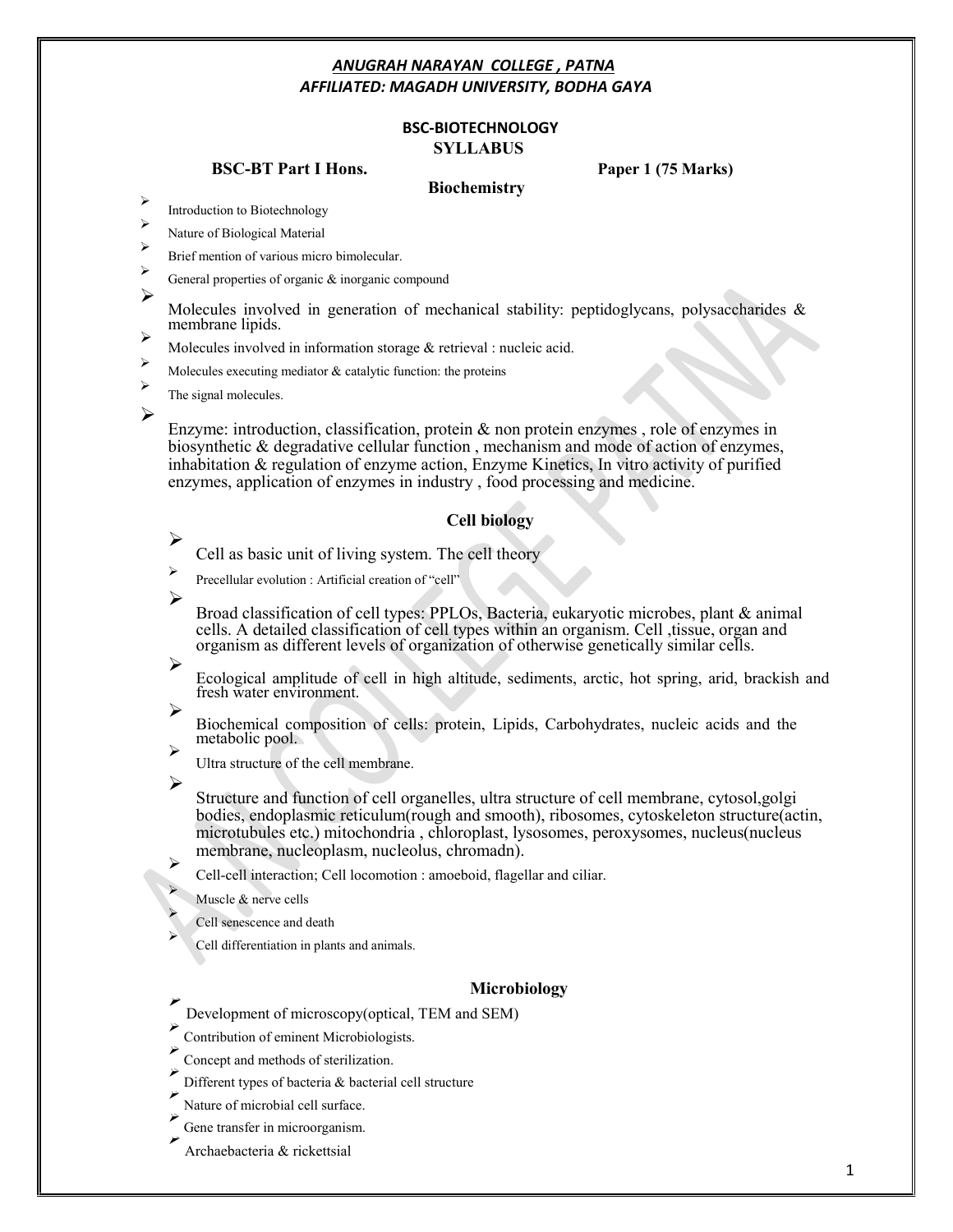***ANUGRAH NARAYAN COLLEGE , PATNA***
***AFFILIATED: MAGADH UNIVERSITY, BODHA GAYA***

**BSC-BIOTECHNOLOGY**
**SYLLABUS**

**BSC-BT Part I Hons.** **Paper 1 (75 Marks)**

## Biochemistry

- Introduction to Biotechnology
- Nature of Biological Material
- Brief mention of various micro bimolecular.
- General properties of organic & inorganic compound
- Molecules involved in generation of mechanical stability: peptidoglycans, polysaccharides & membrane lipids.
- Molecules involved in information storage & retrieval : nucleic acid.
- Molecules executing mediator & catalytic function: the proteins
- The signal molecules.
- Enzyme: introduction, classification, protein & non protein enzymes , role of enzymes in biosynthetic & degradative cellular function , mechanism and mode of action of enzymes, inhabitation & regulation of enzyme action, Enzyme Kinetics, In vitro activity of purified enzymes, application of enzymes in industry , food processing and medicine.

## Cell biology

- Cell as basic unit of living system. The cell theory
- Precellular evolution : Artificial creation of "cell"
- Broad classification of cell types: PPLOs, Bacteria, eukaryotic microbes, plant & animal cells. A detailed classification of cell types within an organism. Cell ,tissue, organ and organism as different levels of organization of otherwise genetically similar cells.
- Ecological amplitude of cell in high altitude, sediments, arctic, hot spring, arid, brackish and fresh water environment.
- Biochemical composition of cells: protein, Lipids, Carbohydrates, nucleic acids and the metabolic pool.
- Ultra structure of the cell membrane.
- Structure and function of cell organelles, ultra structure of cell membrane, cytosol,golgi bodies, endoplasmic reticulum(rough and smooth), ribosomes, cytoskeleton structure(actin, microtubules etc.) mitochondria , chloroplast, lysosomes, peroxysomes, nucleus(nucleus membrane, nucleoplasm, nucleolus, chromadn).
- Cell-cell interaction; Cell locomotion : amoeboid, flagellar and ciliar.
- Muscle & nerve cells
- Cell senescence and death
- Cell differentiation in plants and animals.

## Microbiology

- Development of microscopy(optical, TEM and SEM)
- Contribution of eminent Microbiologists.
- Concept and methods of sterilization.
- Different types of bacteria & bacterial cell structure
- Nature of microbial cell surface.
- Gene transfer in microorganism.
- Archaebacteria & rickettsial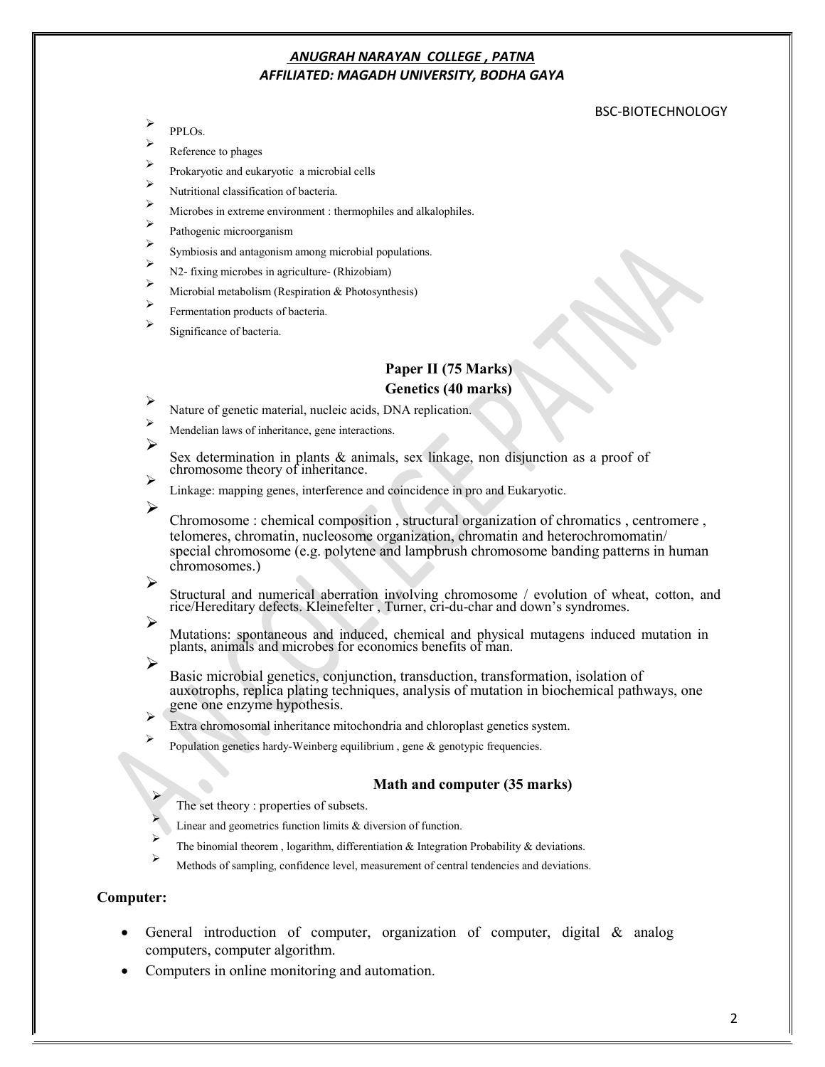- PPLOs.
- Reference to phages
- Prokaryotic and eukaryotic a microbial cells
- Nutritional classification of bacteria.
- Microbes in extreme environment : thermophiles and alkalophiles.
- Pathogenic microorganism
- Symbiosis and antagonism among microbial populations.
- N2- fixing microbes in agriculture- (Rhizobiam)
- Microbial metabolism (Respiration & Photosynthesis)
- Fermentation products of bacteria.
- Significance of bacteria.

### Paper II (75 Marks)

### Genetics (40 marks)

- Nature of genetic material, nucleic acids, DNA replication.
- Mendelian laws of inheritance, gene interactions.
- Sex determination in plants & animals, sex linkage, non disjunction as a proof of chromosome theory of inheritance.
- Linkage: mapping genes, interference and coincidence in pro and Eukaryotic.
- Chromosome : chemical composition , structural organization of chromatics , centromere , telomeres, chromatin, nucleosome organization, chromatin and heterochromomatin/ special chromosome (e.g. polytene and lampbrush chromosome banding patterns in human chromosomes.)
- Structural and numerical aberration involving chromosome / evolution of wheat, cotton, and rice/Hereditary defects. Kleinefelter , Turner, cri-du-char and down's syndromes.
- Mutations: spontaneous and induced, chemical and physical mutagens induced mutation in plants, animals and microbes for economics benefits of man.
- Basic microbial genetics, conjunction, transduction, transformation, isolation of auxotrophs, replica plating techniques, analysis of mutation in biochemical pathways, one gene one enzyme hypothesis.
- Extra chromosomal inheritance mitochondria and chloroplast genetics system.
- Population genetics hardy-Weinberg equilibrium , gene & genotypic frequencies.

### Math and computer (35 marks)

- The set theory : properties of subsets.
- Linear and geometrics function limits & diversion of function.
- The binomial theorem , logarithm, differentiation & Integration Probability & deviations.
- Methods of sampling, confidence level, measurement of central tendencies and deviations.

**Computer:**

- General introduction of computer, organization of computer, digital & analog computers, computer algorithm.
- Computers in online monitoring and automation.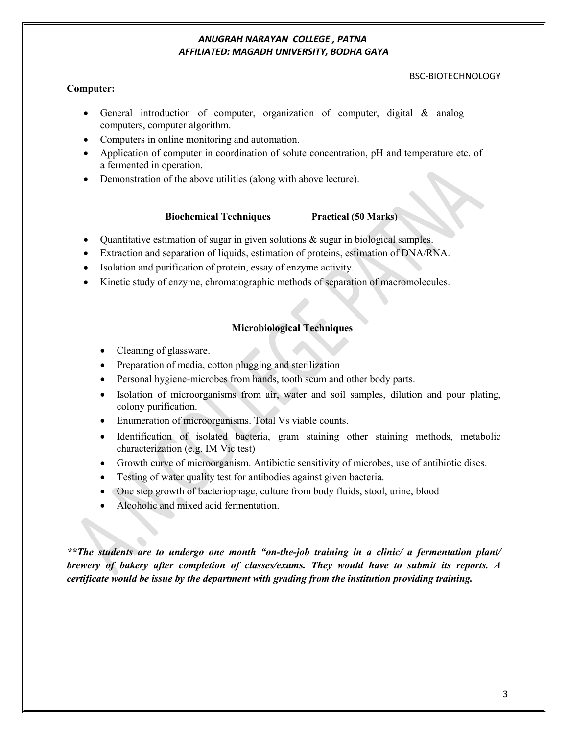**Computer:**

- General introduction of computer, organization of computer, digital & analog computers, computer algorithm.
- Computers in online monitoring and automation.
- Application of computer in coordination of solute concentration, pH and temperature etc. of a fermented in operation.
- Demonstration of the above utilities (along with above lecture).

**Biochemical Techniques Practical (50 Marks)**

- Quantitative estimation of sugar in given solutions & sugar in biological samples.
- Extraction and separation of liquids, estimation of proteins, estimation of DNA/RNA.
- Isolation and purification of protein, essay of enzyme activity.
- Kinetic study of enzyme, chromatographic methods of separation of macromolecules.

**Microbiological Techniques**

- Cleaning of glassware.
- Preparation of media, cotton plugging and sterilization
- Personal hygiene-microbes from hands, tooth scum and other body parts.
- Isolation of microorganisms from air, water and soil samples, dilution and pour plating, colony purification.
- Enumeration of microorganisms. Total Vs viable counts.
- Identification of isolated bacteria, gram staining other staining methods, metabolic characterization (e.g. IM Vic test)
- Growth curve of microorganism. Antibiotic sensitivity of microbes, use of antibiotic discs.
- Testing of water quality test for antibodies against given bacteria.
- One step growth of bacteriophage, culture from body fluids, stool, urine, blood
- Alcoholic and mixed acid fermentation.

***\*\*The students are to undergo one month "on-the-job training in a clinic/ a fermentation plant/ brewery of bakery after completion of classes/exams. They would have to submit its reports. A certificate would be issue by the department with grading from the institution providing training.***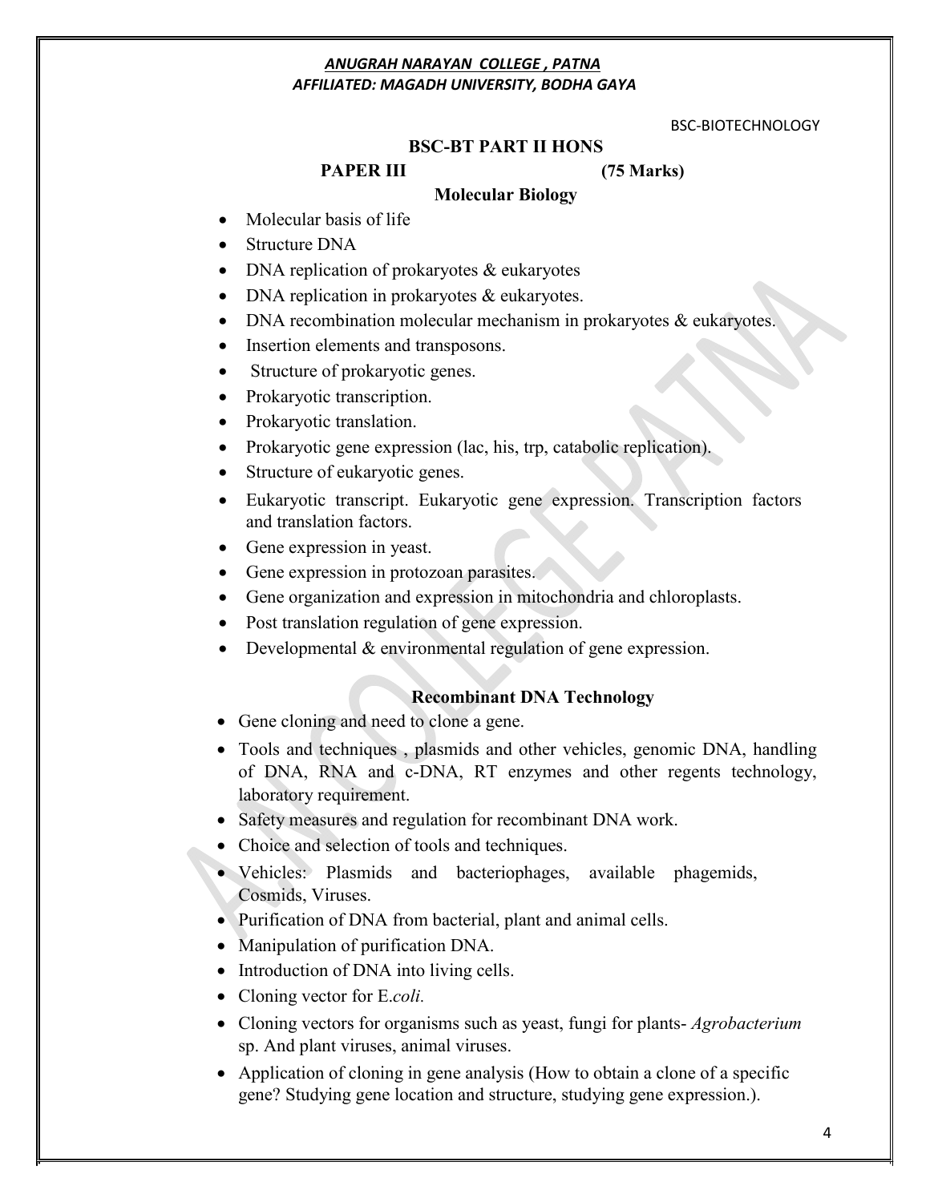*ANUGRAH NARAYAN COLLEGE , PATNA*
*AFFILIATED: MAGADH UNIVERSITY, BODHA GAYA*

BSC-BIOTECHNOLOGY

## BSC-BT PART II HONS

**PAPER III (75 Marks)**

### Molecular Biology

- Molecular basis of life
- Structure DNA
- DNA replication of prokaryotes & eukaryotes
- DNA replication in prokaryotes & eukaryotes.
- DNA recombination molecular mechanism in prokaryotes & eukaryotes.
- Insertion elements and transposons.
- Structure of prokaryotic genes.
- Prokaryotic transcription.
- Prokaryotic translation.
- Prokaryotic gene expression (lac, his, trp, catabolic replication).
- Structure of eukaryotic genes.
- Eukaryotic transcript. Eukaryotic gene expression. Transcription factors and translation factors.
- Gene expression in yeast.
- Gene expression in protozoan parasites.
- Gene organization and expression in mitochondria and chloroplasts.
- Post translation regulation of gene expression.
- Developmental & environmental regulation of gene expression.

### Recombinant DNA Technology

- Gene cloning and need to clone a gene.
- Tools and techniques , plasmids and other vehicles, genomic DNA, handling of DNA, RNA and c-DNA, RT enzymes and other regents technology, laboratory requirement.
- Safety measures and regulation for recombinant DNA work.
- Choice and selection of tools and techniques.
- Vehicles: Plasmids and bacteriophages, available phagemids, Cosmids, Viruses.
- Purification of DNA from bacterial, plant and animal cells.
- Manipulation of purification DNA.
- Introduction of DNA into living cells.
- Cloning vector for E.*coli.*
- Cloning vectors for organisms such as yeast, fungi for plants- *Agrobacterium* sp. And plant viruses, animal viruses.
- Application of cloning in gene analysis (How to obtain a clone of a specific gene? Studying gene location and structure, studying gene expression.).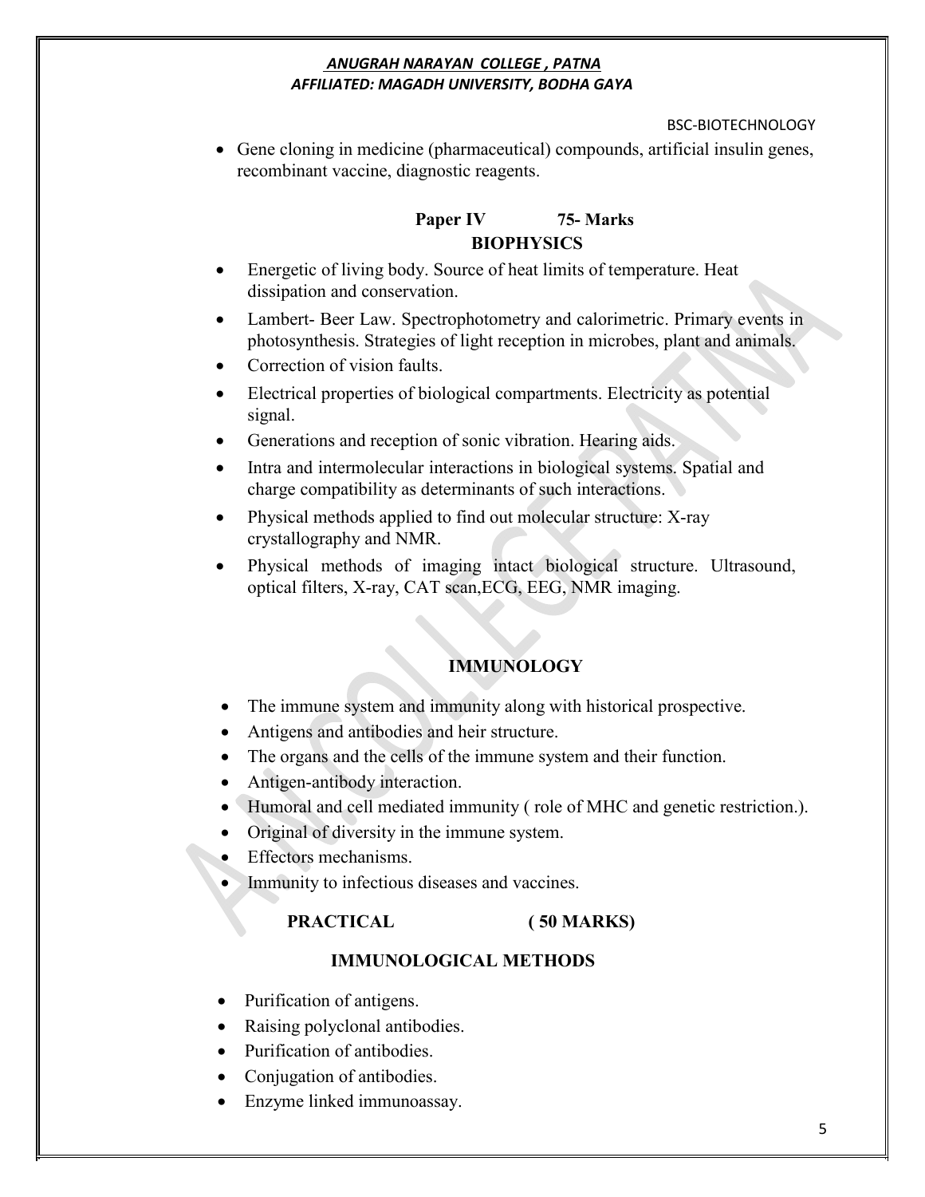- Gene cloning in medicine (pharmaceutical) compounds, artificial insulin genes, recombinant vaccine, diagnostic reagents.

## Paper IV 75- Marks

## BIOPHYSICS

- Energetic of living body. Source of heat limits of temperature. Heat dissipation and conservation.
- Lambert- Beer Law. Spectrophotometry and calorimetric. Primary events in photosynthesis. Strategies of light reception in microbes, plant and animals.
- Correction of vision faults.
- Electrical properties of biological compartments. Electricity as potential signal.
- Generations and reception of sonic vibration. Hearing aids.
- Intra and intermolecular interactions in biological systems. Spatial and charge compatibility as determinants of such interactions.
- Physical methods applied to find out molecular structure: X-ray crystallography and NMR.
- Physical methods of imaging intact biological structure. Ultrasound, optical filters, X-ray, CAT scan,ECG, EEG, NMR imaging.

## IMMUNOLOGY

- The immune system and immunity along with historical prospective.
- Antigens and antibodies and heir structure.
- The organs and the cells of the immune system and their function.
- Antigen-antibody interaction.
- Humoral and cell mediated immunity ( role of MHC and genetic restriction.).
- Original of diversity in the immune system.
- Effectors mechanisms.
- Immunity to infectious diseases and vaccines.

## PRACTICAL ( 50 MARKS)

## IMMUNOLOGICAL METHODS

- Purification of antigens.
- Raising polyclonal antibodies.
- Purification of antibodies.
- Conjugation of antibodies.
- Enzyme linked immunoassay.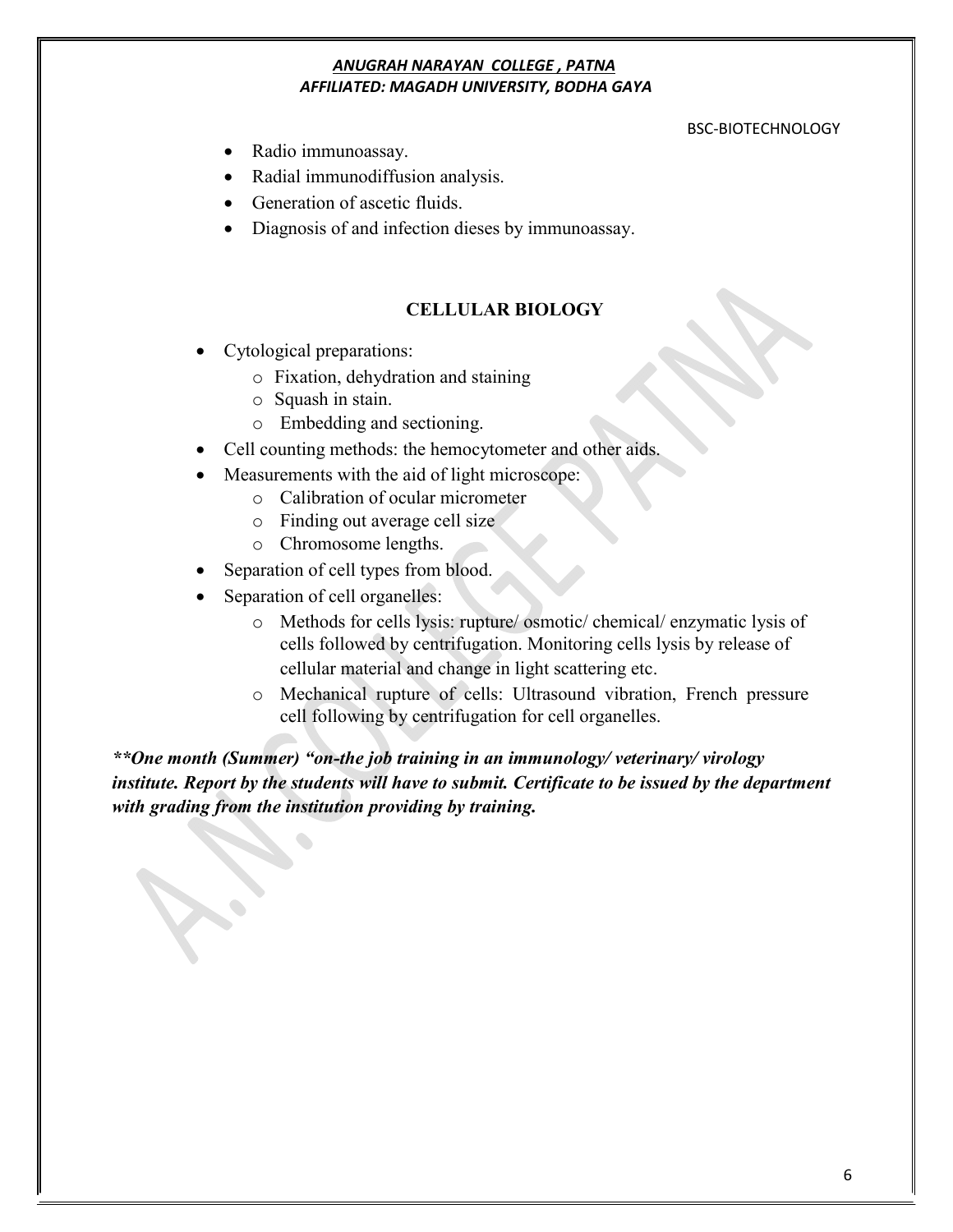- Radio immunoassay.
- Radial immunodiffusion analysis.
- Generation of ascetic fluids.
- Diagnosis of and infection dieses by immunoassay.

## CELLULAR BIOLOGY

- Cytological preparations:
  - Fixation, dehydration and staining
  - Squash in stain.
  - Embedding and sectioning.
- Cell counting methods: the hemocytometer and other aids.
- Measurements with the aid of light microscope:
  - Calibration of ocular micrometer
  - Finding out average cell size
  - Chromosome lengths.
- Separation of cell types from blood.
- Separation of cell organelles:
  - Methods for cells lysis: rupture/ osmotic/ chemical/ enzymatic lysis of cells followed by centrifugation. Monitoring cells lysis by release of cellular material and change in light scattering etc.
  - Mechanical rupture of cells: Ultrasound vibration, French pressure cell following by centrifugation for cell organelles.

***\*\*One month (Summer) "on-the job training in an immunology/ veterinary/ virology institute. Report by the students will have to submit. Certificate to be issued by the department with grading from the institution providing by training.***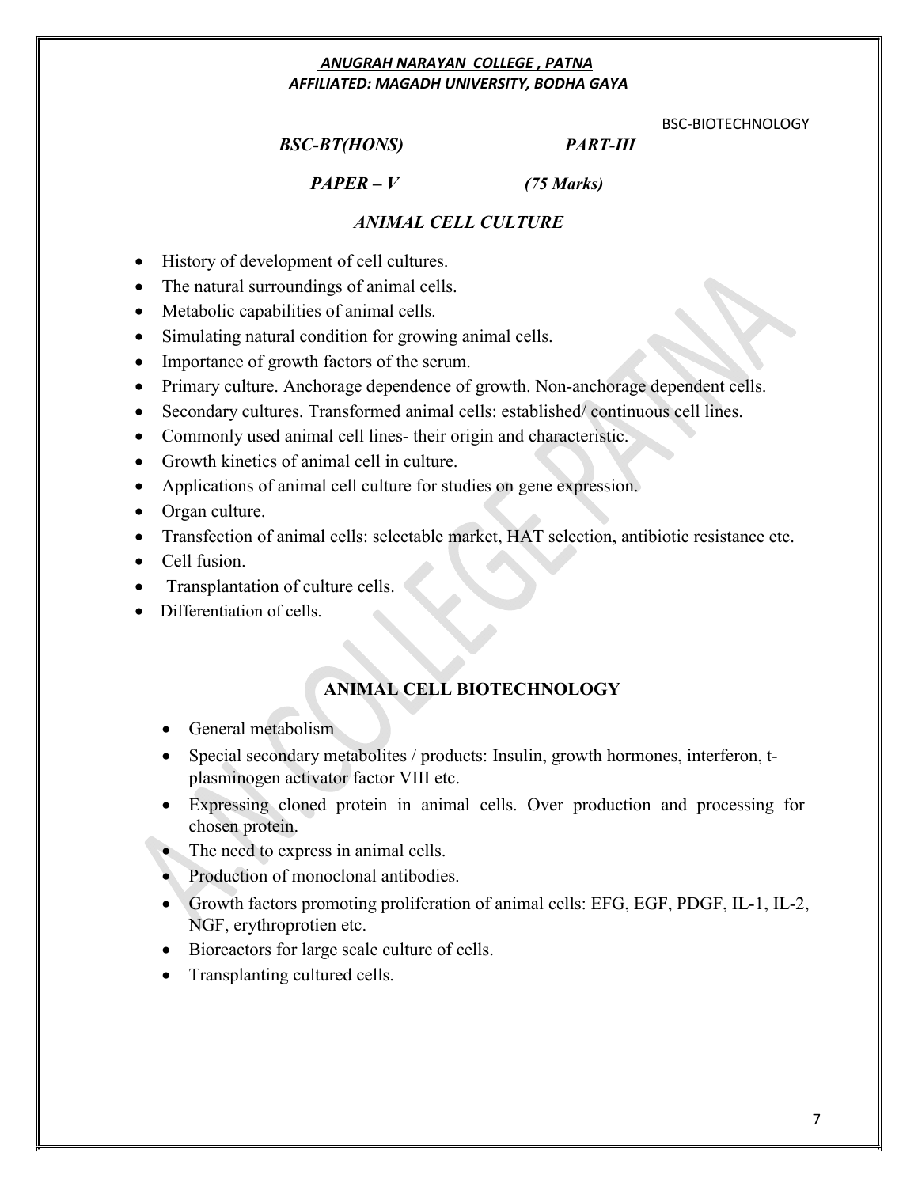***ANUGRAH NARAYAN COLLEGE , PATNA***
***AFFILIATED: MAGADH UNIVERSITY, BODHA GAYA***

BSC-BIOTECHNOLOGY

***BSC-BT(HONS)*** ***PART-III***

***PAPER – V*** ***(75 Marks)***

## *ANIMAL CELL CULTURE*

- History of development of cell cultures.
- The natural surroundings of animal cells.
- Metabolic capabilities of animal cells.
- Simulating natural condition for growing animal cells.
- Importance of growth factors of the serum.
- Primary culture. Anchorage dependence of growth. Non-anchorage dependent cells.
- Secondary cultures. Transformed animal cells: established/ continuous cell lines.
- Commonly used animal cell lines- their origin and characteristic.
- Growth kinetics of animal cell in culture.
- Applications of animal cell culture for studies on gene expression.
- Organ culture.
- Transfection of animal cells: selectable market, HAT selection, antibiotic resistance etc.
- Cell fusion.
- Transplantation of culture cells.
- Differentiation of cells.

## ANIMAL CELL BIOTECHNOLOGY

- General metabolism
- Special secondary metabolites / products: Insulin, growth hormones, interferon, t-plasminogen activator factor VIII etc.
- Expressing cloned protein in animal cells. Over production and processing for chosen protein.
- The need to express in animal cells.
- Production of monoclonal antibodies.
- Growth factors promoting proliferation of animal cells: EFG, EGF, PDGF, IL-1, IL-2, NGF, erythroprotien etc.
- Bioreactors for large scale culture of cells.
- Transplanting cultured cells.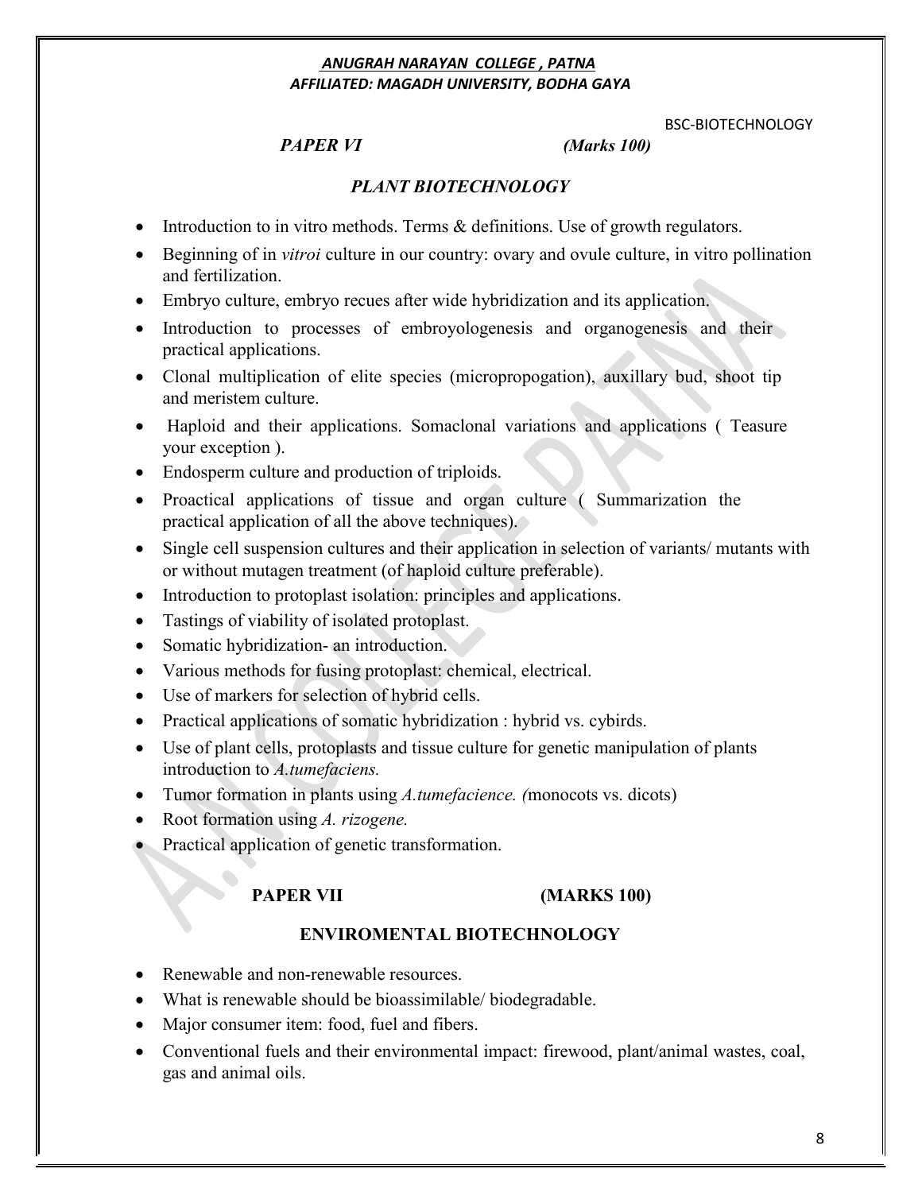**ANUGRAH NARAYAN COLLEGE , PATNA**
**AFFILIATED: MAGADH UNIVERSITY, BODHA GAYA**

BSC-BIOTECHNOLOGY

***PAPER VI*** ***(Marks 100)***

## *PLANT BIOTECHNOLOGY*

- Introduction to in vitro methods. Terms & definitions. Use of growth regulators.
- Beginning of in *vitroi* culture in our country: ovary and ovule culture, in vitro pollination and fertilization.
- Embryo culture, embryo recues after wide hybridization and its application.
- Introduction to processes of embroyologenesis and organogenesis and their practical applications.
- Clonal multiplication of elite species (micropropogation), auxillary bud, shoot tip and meristem culture.
- Haploid and their applications. Somaclonal variations and applications ( Teasure your exception ).
- Endosperm culture and production of triploids.
- Proactical applications of tissue and organ culture ( Summarization the practical application of all the above techniques).
- Single cell suspension cultures and their application in selection of variants/ mutants with or without mutagen treatment (of haploid culture preferable).
- Introduction to protoplast isolation: principles and applications.
- Tastings of viability of isolated protoplast.
- Somatic hybridization- an introduction.
- Various methods for fusing protoplast: chemical, electrical.
- Use of markers for selection of hybrid cells.
- Practical applications of somatic hybridization : hybrid vs. cybirds.
- Use of plant cells, protoplasts and tissue culture for genetic manipulation of plants introduction to *A.tumefaciens.*
- Tumor formation in plants using *A.tumefacience. (*monocots vs. dicots)
- Root formation using *A. rizogene.*
- Practical application of genetic transformation.

**PAPER VII** **(MARKS 100)**

## ENVIROMENTAL BIOTECHNOLOGY

- Renewable and non-renewable resources.
- What is renewable should be bioassimilable/ biodegradable.
- Major consumer item: food, fuel and fibers.
- Conventional fuels and their environmental impact: firewood, plant/animal wastes, coal, gas and animal oils.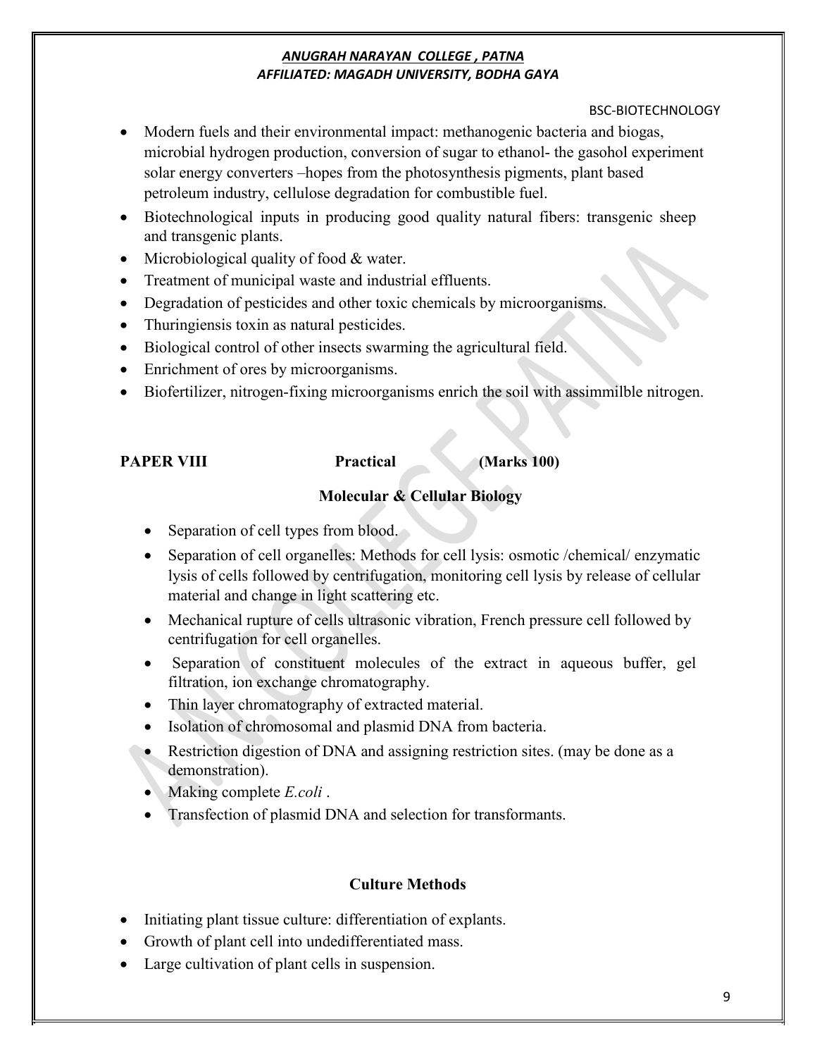- Modern fuels and their environmental impact: methanogenic bacteria and biogas, microbial hydrogen production, conversion of sugar to ethanol- the gasohol experiment solar energy converters –hopes from the photosynthesis pigments, plant based petroleum industry, cellulose degradation for combustible fuel.
- Biotechnological inputs in producing good quality natural fibers: transgenic sheep and transgenic plants.
- Microbiological quality of food & water.
- Treatment of municipal waste and industrial effluents.
- Degradation of pesticides and other toxic chemicals by microorganisms.
- Thuringiensis toxin as natural pesticides.
- Biological control of other insects swarming the agricultural field.
- Enrichment of ores by microorganisms.
- Biofertilizer, nitrogen-fixing microorganisms enrich the soil with assimmilble nitrogen.

**PAPER VIII Practical (Marks 100)**

### Molecular & Cellular Biology

- Separation of cell types from blood.
- Separation of cell organelles: Methods for cell lysis: osmotic /chemical/ enzymatic lysis of cells followed by centrifugation, monitoring cell lysis by release of cellular material and change in light scattering etc.
- Mechanical rupture of cells ultrasonic vibration, French pressure cell followed by centrifugation for cell organelles.
- Separation of constituent molecules of the extract in aqueous buffer, gel filtration, ion exchange chromatography.
- Thin layer chromatography of extracted material.
- Isolation of chromosomal and plasmid DNA from bacteria.
- Restriction digestion of DNA and assigning restriction sites. (may be done as a demonstration).
- Making complete *E.coli* .
- Transfection of plasmid DNA and selection for transformants.

### Culture Methods

- Initiating plant tissue culture: differentiation of explants.
- Growth of plant cell into undedifferentiated mass.
- Large cultivation of plant cells in suspension.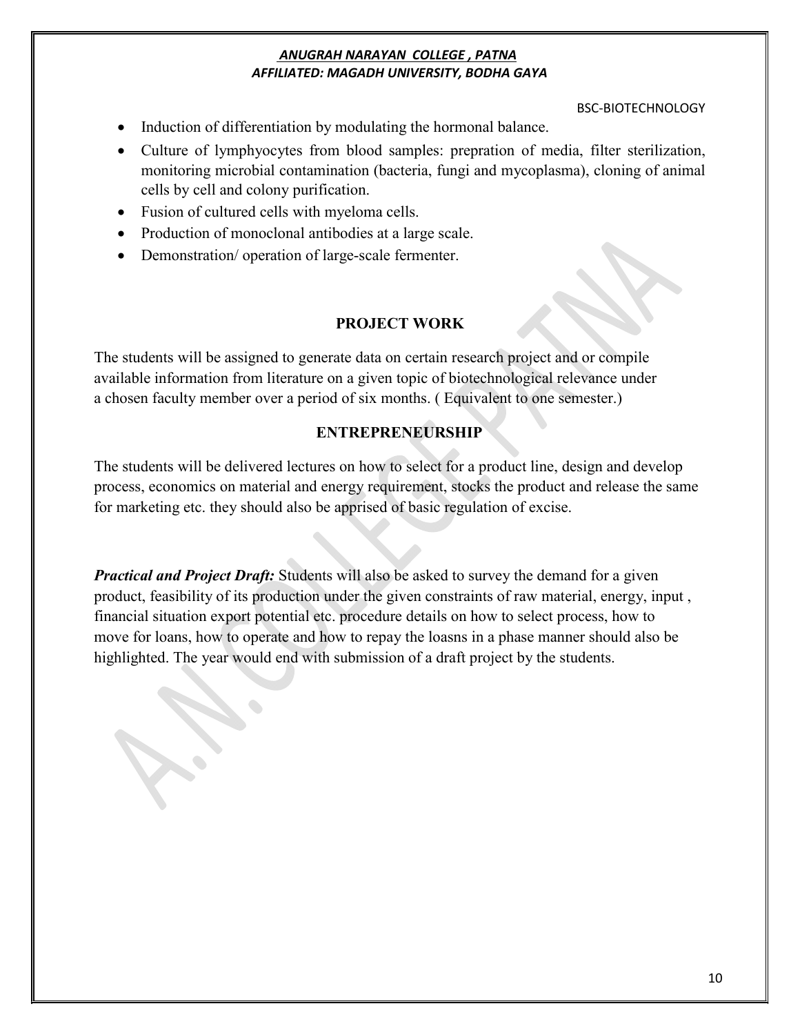- Induction of differentiation by modulating the hormonal balance.
- Culture of lymphyocytes from blood samples: prepration of media, filter sterilization, monitoring microbial contamination (bacteria, fungi and mycoplasma), cloning of animal cells by cell and colony purification.
- Fusion of cultured cells with myeloma cells.
- Production of monoclonal antibodies at a large scale.
- Demonstration/ operation of large-scale fermenter.

## PROJECT WORK

The students will be assigned to generate data on certain research project and or compile available information from literature on a given topic of biotechnological relevance under a chosen faculty member over a period of six months. ( Equivalent to one semester.)

## ENTREPRENEURSHIP

The students will be delivered lectures on how to select for a product line, design and develop process, economics on material and energy requirement, stocks the product and release the same for marketing etc. they should also be apprised of basic regulation of excise.

***Practical and Project Draft:*** Students will also be asked to survey the demand for a given product, feasibility of its production under the given constraints of raw material, energy, input , financial situation export potential etc. procedure details on how to select process, how to move for loans, how to operate and how to repay the loasns in a phase manner should also be highlighted. The year would end with submission of a draft project by the students.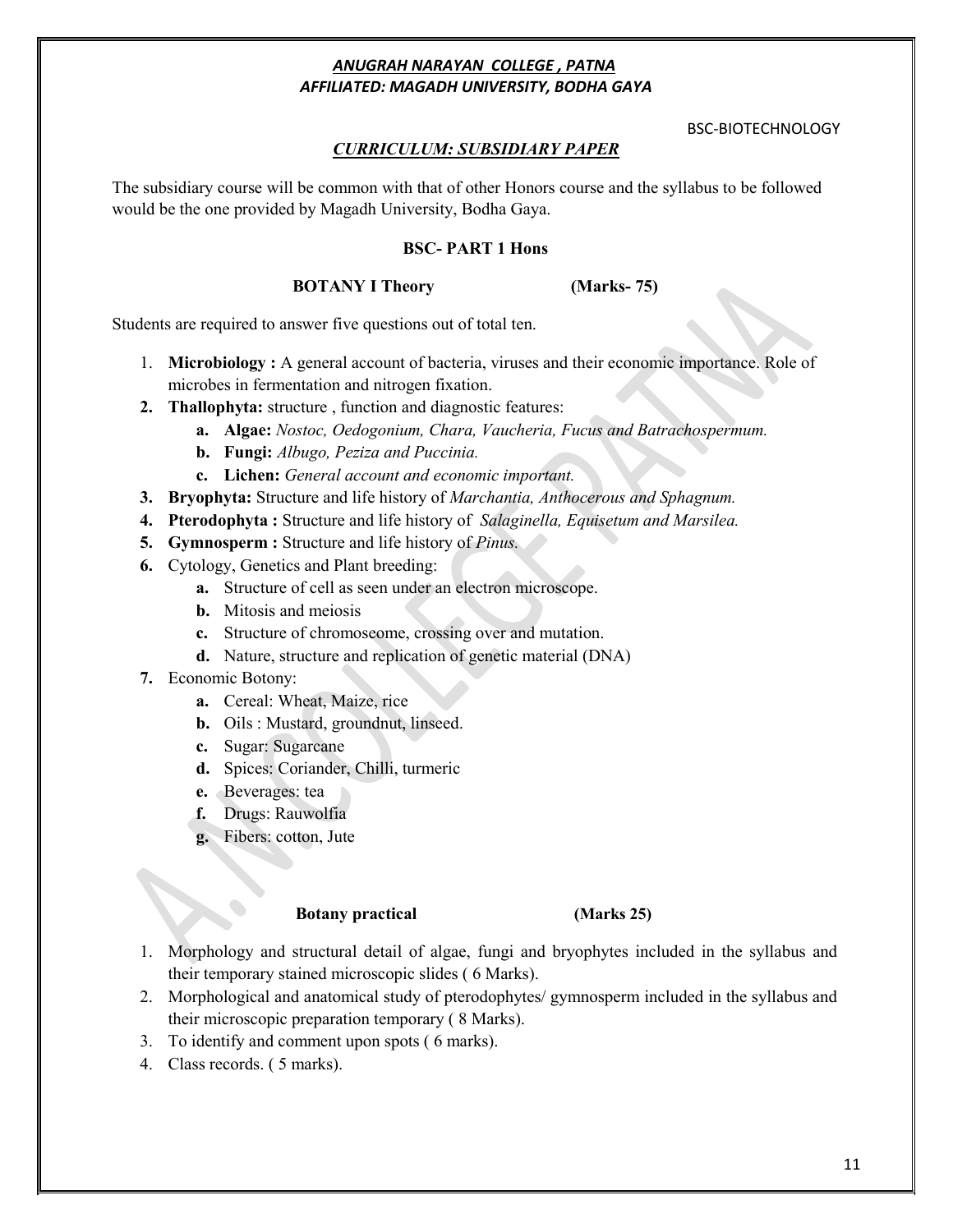***ANUGRAH NARAYAN COLLEGE , PATNA***
***AFFILIATED: MAGADH UNIVERSITY, BODHA GAYA***

BSC-BIOTECHNOLOGY

## *CURRICULUM: SUBSIDIARY PAPER*

The subsidiary course will be common with that of other Honors course and the syllabus to be followed would be the one provided by Magadh University, Bodha Gaya.

### BSC- PART 1 Hons

**BOTANY I Theory (Marks- 75)**

Students are required to answer five questions out of total ten.

1. **Microbiology :** A general account of bacteria, viruses and their economic importance. Role of microbes in fermentation and nitrogen fixation.
2. **Thallophyta:** structure , function and diagnostic features:
   a. **Algae:** *Nostoc, Oedogonium, Chara, Vaucheria, Fucus and Batrachospermum.*
   b. **Fungi:** *Albugo, Peziza and Puccinia.*
   c. **Lichen:** *General account and economic important.*
3. **Bryophyta:** Structure and life history of *Marchantia, Anthocerous and Sphagnum.*
4. **Pterodophyta :** Structure and life history of *Salaginella, Equisetum and Marsilea.*
5. **Gymnosperm :** Structure and life history of *Pinus.*
6. Cytology, Genetics and Plant breeding:
   a. Structure of cell as seen under an electron microscope.
   b. Mitosis and meiosis
   c. Structure of chromoseome, crossing over and mutation.
   d. Nature, structure and replication of genetic material (DNA)
7. Economic Botony:
   a. Cereal: Wheat, Maize, rice
   b. Oils : Mustard, groundnut, linseed.
   c. Sugar: Sugarcane
   d. Spices: Coriander, Chilli, turmeric
   e. Beverages: tea
   f. Drugs: Rauwolfia
   g. Fibers: cotton, Jute

**Botany practical (Marks 25)**

1. Morphology and structural detail of algae, fungi and bryophytes included in the syllabus and their temporary stained microscopic slides ( 6 Marks).
2. Morphological and anatomical study of pterodophytes/ gymnosperm included in the syllabus and their microscopic preparation temporary ( 8 Marks).
3. To identify and comment upon spots ( 6 marks).
4. Class records. ( 5 marks).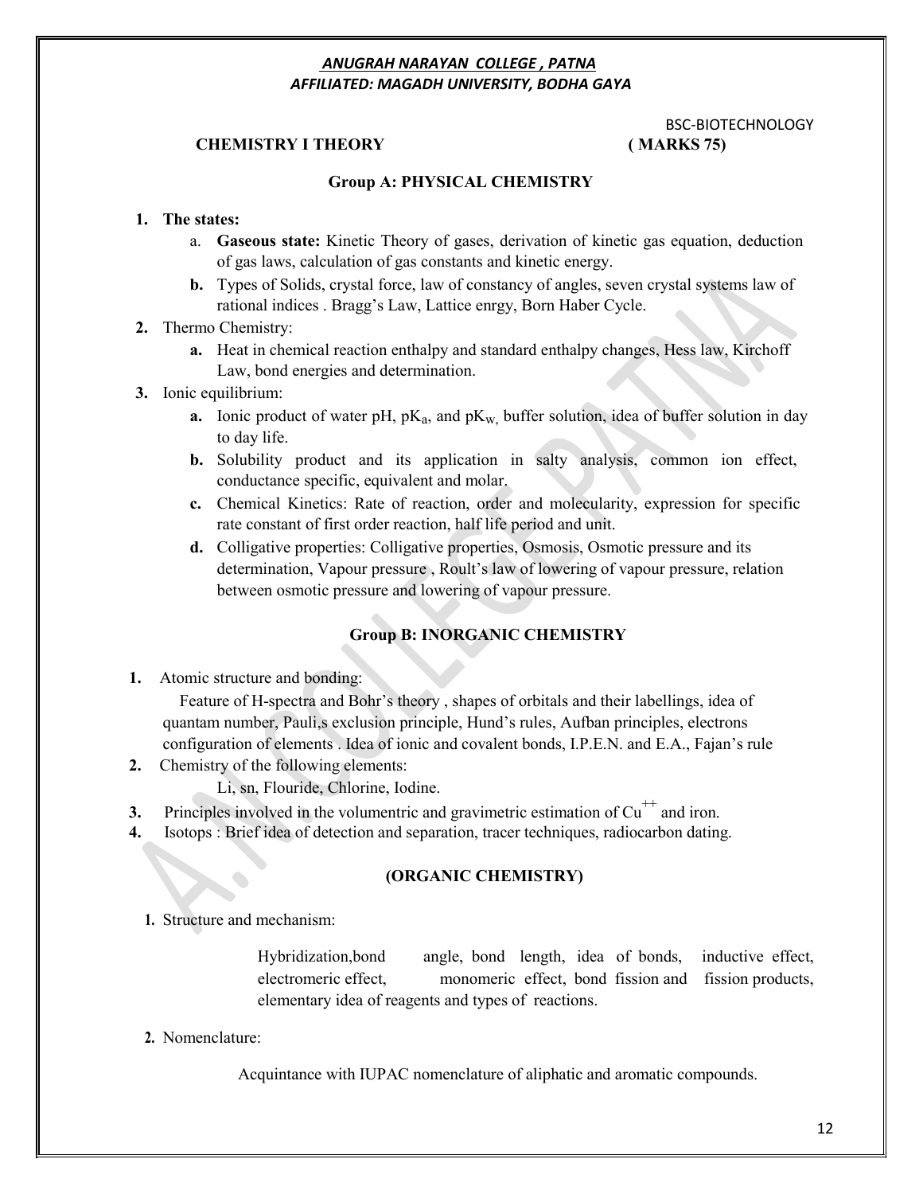***ANUGRAH NARAYAN COLLEGE , PATNA***
***AFFILIATED: MAGADH UNIVERSITY, BODHA GAYA***

BSC-BIOTECHNOLOGY

**CHEMISTRY I THEORY** **( MARKS 75)**

## Group A: PHYSICAL CHEMISTRY

1. **The states:**
   a. **Gaseous state:** Kinetic Theory of gases, derivation of kinetic gas equation, deduction of gas laws, calculation of gas constants and kinetic energy.
   **b.** Types of Solids, crystal force, law of constancy of angles, seven crystal systems law of rational indices . Bragg's Law, Lattice enrgy, Born Haber Cycle.
2. Thermo Chemistry:
   **a.** Heat in chemical reaction enthalpy and standard enthalpy changes, Hess law, Kirchoff Law, bond energies and determination.
3. Ionic equilibrium:
   **a.** Ionic product of water pH, $pK_a$, and $pK_{W,}$ buffer solution, idea of buffer solution in day to day life.
   **b.** Solubility product and its application in salty analysis, common ion effect, conductance specific, equivalent and molar.
   **c.** Chemical Kinetics: Rate of reaction, order and molecularity, expression for specific rate constant of first order reaction, half life period and unit.
   **d.** Colligative properties: Colligative properties, Osmosis, Osmotic pressure and its determination, Vapour pressure , Roult's law of lowering of vapour pressure, relation between osmotic pressure and lowering of vapour pressure.

## Group B: INORGANIC CHEMISTRY

1. Atomic structure and bonding:
   Feature of H-spectra and Bohr's theory , shapes of orbitals and their labellings, idea of quantam number, Pauli,s exclusion principle, Hund's rules, Aufban principles, electrons configuration of elements . Idea of ionic and covalent bonds, I.P.E.N. and E.A., Fajan's rule
2. Chemistry of the following elements:
   Li, sn, Flouride, Chlorine, Iodine.
3. Principles involved in the volumentric and gravimetric estimation of $Cu^{++}$ and iron.
4. Isotops : Brief idea of detection and separation, tracer techniques, radiocarbon dating.

## (ORGANIC CHEMISTRY)

1. Structure and mechanism:

   Hybridization,bond angle, bond length, idea of bonds, inductive effect, electromeric effect, monomeric effect, bond fission and fission products, elementary idea of reagents and types of reactions.

2. Nomenclature:

   Acquintance with IUPAC nomenclature of aliphatic and aromatic compounds.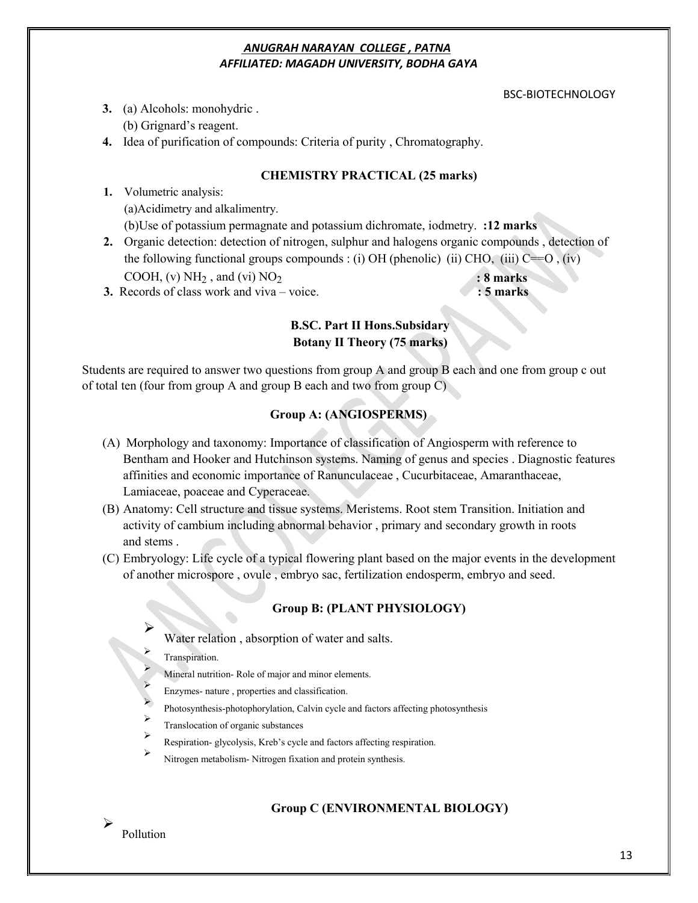3. (a) Alcohols: monohydric .

   (b) Grignard's reagent.

4. Idea of purification of compounds: Criteria of purity , Chromatography.

### CHEMISTRY PRACTICAL (25 marks)

1. Volumetric analysis:

   (a)Acidimetry and alkalimentry.

   (b)Use of potassium permagnate and potassium dichromate, iodmetry. **:12 marks**

2. Organic detection: detection of nitrogen, sulphur and halogens organic compounds , detection of the following functional groups compounds : (i) OH (phenolic) (ii) CHO, (iii) C==O , (iv) COOH, (v) $NH_2$ , and (vi) $NO_2$ **: 8 marks**

3. Records of class work and viva – voice. **: 5 marks**

### B.SC. Part II Hons.Subsidary
### Botany II Theory (75 marks)

Students are required to answer two questions from group A and group B each and one from group c out of total ten (four from group A and group B each and two from group C)

### Group A: (ANGIOSPERMS)

(A) Morphology and taxonomy: Importance of classification of Angiosperm with reference to Bentham and Hooker and Hutchinson systems. Naming of genus and species . Diagnostic features affinities and economic importance of Ranunculaceae , Cucurbitaceae, Amaranthaceae, Lamiaceae, poaceae and Cyperaceae.

(B) Anatomy: Cell structure and tissue systems. Meristems. Root stem Transition. Initiation and activity of cambium including abnormal behavior , primary and secondary growth in roots and stems .

(C) Embryology: Life cycle of a typical flowering plant based on the major events in the development of another microspore , ovule , embryo sac, fertilization endosperm, embryo and seed.

### Group B: (PLANT PHYSIOLOGY)

- Water relation , absorption of water and salts.
- Transpiration.
- Mineral nutrition- Role of major and minor elements.
- Enzymes- nature , properties and classification.
- Photosynthesis-photophorylation, Calvin cycle and factors affecting photosynthesis
- Translocation of organic substances
- Respiration- glycolysis, Kreb's cycle and factors affecting respiration.
- Nitrogen metabolism- Nitrogen fixation and protein synthesis.

### Group C (ENVIRONMENTAL BIOLOGY)

- Pollution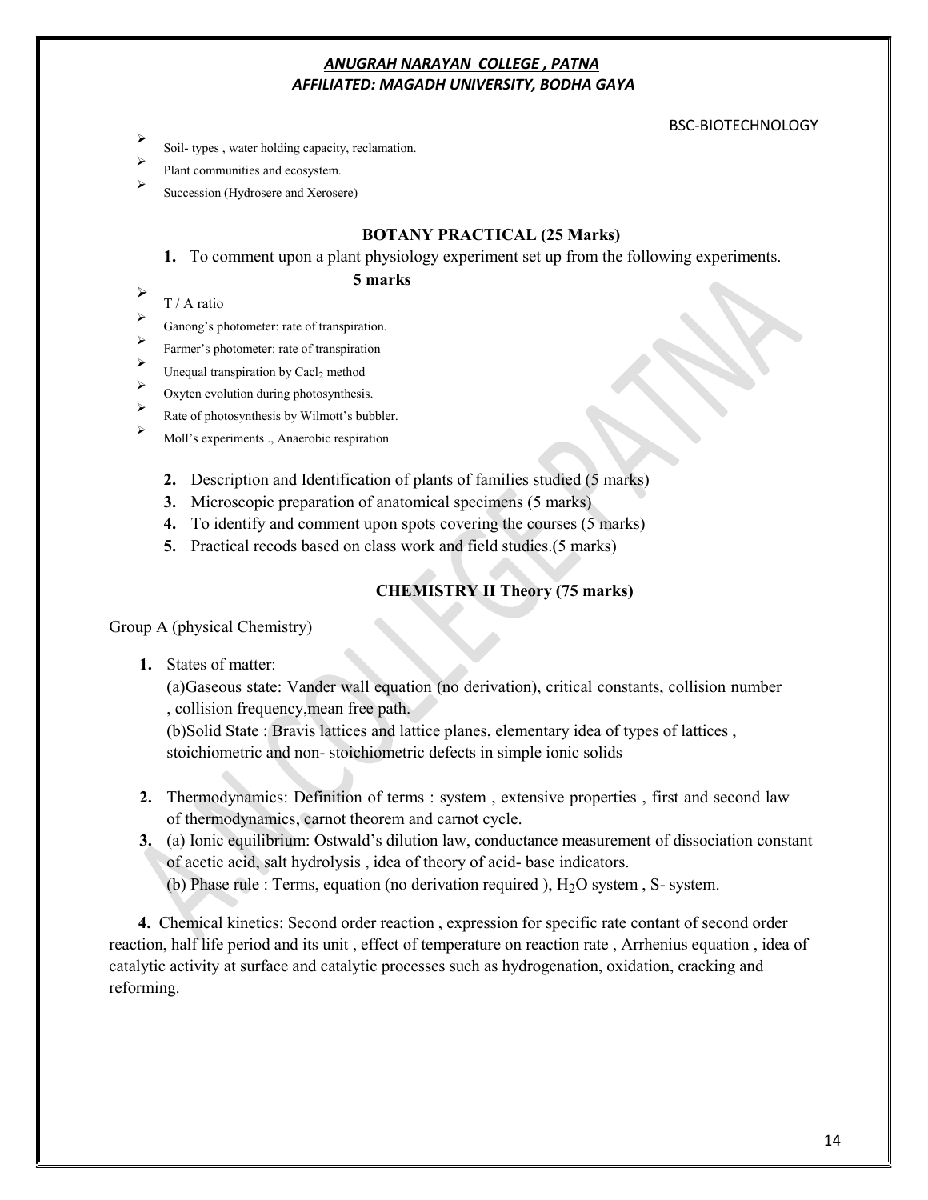- Soil- types , water holding capacity, reclamation.
- Plant communities and ecosystem.
- Succession (Hydrosere and Xerosere)

### BOTANY PRACTICAL (25 Marks)

1. To comment upon a plant physiology experiment set up from the following experiments. **5 marks**

- T / A ratio
- Ganong's photometer: rate of transpiration.
- Farmer's photometer: rate of transpiration
- Unequal transpiration by $Cacl_2$ method
- Oxyten evolution during photosynthesis.
- Rate of photosynthesis by Wilmott's bubbler.
- Moll's experiments ., Anaerobic respiration

2. Description and Identification of plants of families studied (5 marks)
3. Microscopic preparation of anatomical specimens (5 marks)
4. To identify and comment upon spots covering the courses (5 marks)
5. Practical recods based on class work and field studies.(5 marks)

### CHEMISTRY II Theory (75 marks)

Group A (physical Chemistry)

1. States of matter:
   (a)Gaseous state: Vander wall equation (no derivation), critical constants, collision number , collision frequency,mean free path.
   (b)Solid State : Bravis lattices and lattice planes, elementary idea of types of lattices , stoichiometric and non- stoichiometric defects in simple ionic solids

2. Thermodynamics: Definition of terms : system , extensive properties , first and second law of thermodynamics, carnot theorem and carnot cycle.
3. (a) Ionic equilibrium: Ostwald's dilution law, conductance measurement of dissociation constant of acetic acid, salt hydrolysis , idea of theory of acid- base indicators.
   (b) Phase rule : Terms, equation (no derivation required ), $H_2O$ system , S- system.

4. Chemical kinetics: Second order reaction , expression for specific rate contant of second order reaction, half life period and its unit , effect of temperature on reaction rate , Arrhenius equation , idea of catalytic activity at surface and catalytic processes such as hydrogenation, oxidation, cracking and reforming.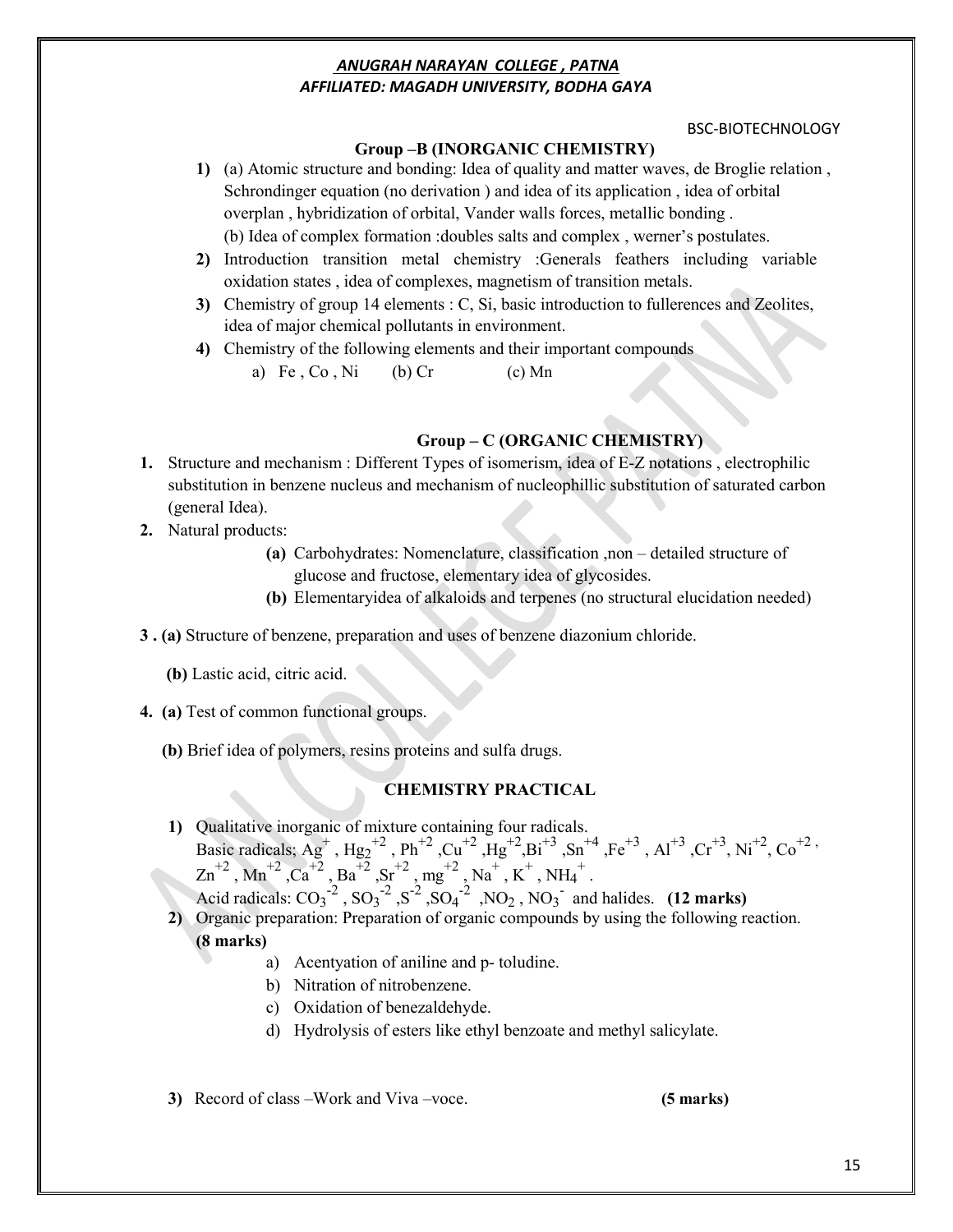***ANUGRAH NARAYAN COLLEGE , PATNA***
***AFFILIATED: MAGADH UNIVERSITY, BODHA GAYA***

BSC-BIOTECHNOLOGY

## Group –B (INORGANIC CHEMISTRY)

1) (a) Atomic structure and bonding: Idea of quality and matter waves, de Broglie relation , Schrondinger equation (no derivation ) and idea of its application , idea of orbital overplan , hybridization of orbital, Vander walls forces, metallic bonding .
   (b) Idea of complex formation :doubles salts and complex , werner's postulates.
2) Introduction transition metal chemistry :Generals feathers including variable oxidation states , idea of complexes, magnetism of transition metals.
3) Chemistry of group 14 elements : C, Si, basic introduction to fullerences and Zeolites, idea of major chemical pollutants in environment.
4) Chemistry of the following elements and their important compounds
   a) Fe , Co , Ni (b) Cr (c) Mn

## Group – C (ORGANIC CHEMISTRY)

1. Structure and mechanism : Different Types of isomerism, idea of E-Z notations , electrophilic substitution in benzene nucleus and mechanism of nucleophillic substitution of saturated carbon (general Idea).
2. Natural products:
   **(a)** Carbohydrates: Nomenclature, classification ,non – detailed structure of glucose and fructose, elementary idea of glycosides.
   **(b)** Elementaryidea of alkaloids and terpenes (no structural elucidation needed)

**3 . (a)** Structure of benzene, preparation and uses of benzene diazonium chloride.

**(b)** Lastic acid, citric acid.

**4. (a)** Test of common functional groups.

**(b)** Brief idea of polymers, resins proteins and sulfa drugs.

## CHEMISTRY PRACTICAL

1) Qualitative inorganic of mixture containing four radicals.
   Basic radicals; $Ag^{+}$ , $Hg_2^{+2}$ , $Ph^{+2}$ ,$Cu^{+2}$ ,$Hg^{+2}$,$Bi^{+3}$ ,$Sn^{+4}$ ,$Fe^{+3}$ , $Al^{+3}$ ,$Cr^{+3}$, $Ni^{+2}$, $Co^{+2}$ , $Zn^{+2}$ , $Mn^{+2}$ ,$Ca^{+2}$ , $Ba^{+2}$ ,$Sr^{+2}$ , $mg^{+2}$ , $Na^{+}$ , $K^{+}$ , $NH_4^{+}$ .
   Acid radicals: $CO_3^{-2}$ , $SO_3^{-2}$ ,$S^{-2}$ ,$SO_4^{-2}$ ,$NO_2$ , $NO_3^{-}$ and halides. **(12 marks)**
2) Organic preparation: Preparation of organic compounds by using the following reaction. **(8 marks)**
   a) Acentyation of aniline and p- toludine.
   b) Nitration of nitrobenzene.
   c) Oxidation of benezaldehyde.
   d) Hydrolysis of esters like ethyl benzoate and methyl salicylate.

3) Record of class –Work and Viva –voce. **(5 marks)**